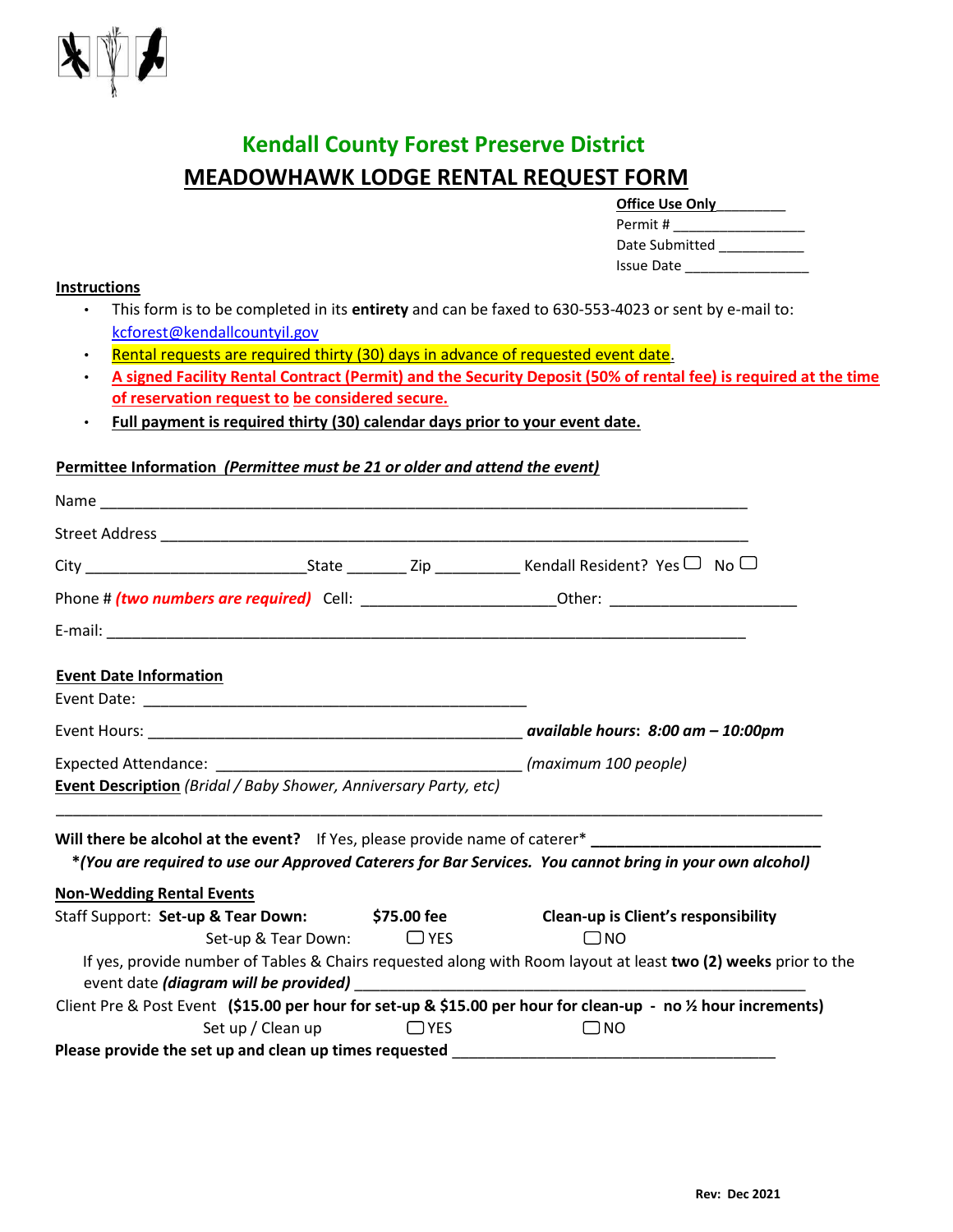## Kendall County Forest Preserve District

# MEADOWHAWK LODGE RENTAL REQUEST FORM

**Office Use Only**\_\_\_\_\_\_\_\_\_
Permit # \_\_\_\_\_\_\_\_\_\_\_\_\_\_\_\_\_
Date Submitted \_\_\_\_\_\_\_\_\_\_\_
Issue Date \_\_\_\_\_\_\_\_\_\_\_\_\_\_\_\_

**Instructions**

- This form is to be completed in its **entirety** and can be faxed to 630-553-4023 or sent by e-mail to: kcforest@kendallcountyil.gov
- Rental requests are required thirty (30) days in advance of requested event date.
- **A signed Facility Rental Contract (Permit) and the Security Deposit (50% of rental fee) is required at the time of reservation request to be considered secure.**
- **Full payment is required thirty (30) calendar days prior to your event date.**

**Permittee Information** ***(Permittee must be 21 or older and attend the event)***

Name \_\_\_\_\_\_\_\_\_\_\_\_\_\_\_\_\_\_\_\_\_\_\_\_\_\_\_\_\_\_\_\_\_\_\_\_\_\_\_\_\_\_\_\_\_\_\_\_\_\_\_\_\_\_\_\_\_\_\_\_\_\_\_\_\_\_\_\_\_\_\_\_

Street Address \_\_\_\_\_\_\_\_\_\_\_\_\_\_\_\_\_\_\_\_\_\_\_\_\_\_\_\_\_\_\_\_\_\_\_\_\_\_\_\_\_\_\_\_\_\_\_\_\_\_\_\_\_\_\_\_\_\_\_\_\_\_\_\_\_

City \_\_\_\_\_\_\_\_\_\_\_\_\_\_\_\_\_\_\_\_\_\_\_\_\_State \_\_\_\_\_\_\_ Zip \_\_\_\_\_\_\_\_\_\_ Kendall Resident? Yes ☐ No ☐

Phone # ***(two numbers are required)*** Cell: \_\_\_\_\_\_\_\_\_\_\_\_\_\_\_\_\_\_\_\_\_\_Other: \_\_\_\_\_\_\_\_\_\_\_\_\_\_\_\_\_\_\_\_\_

E-mail: \_\_\_\_\_\_\_\_\_\_\_\_\_\_\_\_\_\_\_\_\_\_\_\_\_\_\_\_\_\_\_\_\_\_\_\_\_\_\_\_\_\_\_\_\_\_\_\_\_\_\_\_\_\_\_\_\_\_\_\_\_\_\_\_\_\_\_\_\_\_\_\_\_

**Event Date Information**

Event Date: \_\_\_\_\_\_\_\_\_\_\_\_\_\_\_\_\_\_\_\_\_\_\_\_\_\_\_\_\_\_\_\_\_\_\_\_\_\_\_\_\_\_\_\_\_

Event Hours: \_\_\_\_\_\_\_\_\_\_\_\_\_\_\_\_\_\_\_\_\_\_\_\_\_\_\_\_\_\_\_\_\_\_\_\_\_\_\_\_\_\_\_\_ ***available hours*: *8:00 am – 10:00pm***

Expected Attendance: \_\_\_\_\_\_\_\_\_\_\_\_\_\_\_\_\_\_\_\_\_\_\_\_\_\_\_\_\_\_\_\_\_\_\_\_ *(maximum 100 people)*

**Event Description** *(Bridal / Baby Shower, Anniversary Party, etc)*

\_\_\_\_\_\_\_\_\_\_\_\_\_\_\_\_\_\_\_\_\_\_\_\_\_\_\_\_\_\_\_\_\_\_\_\_\_\_\_\_\_\_\_\_\_\_\_\_\_\_\_\_\_\_\_\_\_\_\_\_\_\_\_\_\_\_\_\_\_\_\_\_\_\_\_\_\_\_\_\_\_\_\_\_\_\_\_

**Will there be alcohol at the event?** If Yes, please provide name of caterer* \_\_\_\_\_\_\_\_\_\_\_\_\_\_\_\_\_\_\_\_\_\_\_\_\_\_\_

***(You are required to use our Approved Caterers for Bar Services. You cannot bring in your own alcohol)**

**Non-Wedding Rental Events**

Staff Support: **Set-up & Tear Down:** **$75.00 fee** **Clean-up is Client's responsibility**

Set-up & Tear Down: ☐ YES ☐ NO

If yes, provide number of Tables & Chairs requested along with Room layout at least **two (2) weeks** prior to the event date ***(diagram will be provided)*** \_\_\_\_\_\_\_\_\_\_\_\_\_\_\_\_\_\_\_\_\_\_\_\_\_\_\_\_\_\_\_\_\_\_\_\_\_\_\_\_\_\_\_\_\_\_\_\_\_\_\_\_\_

Client Pre & Post Event **($15.00 per hour for set-up & $15.00 per hour for clean-up - no ½ hour increments)**

Set up / Clean up ☐ YES ☐ NO

**Please provide the set up and clean up times requested** \_\_\_\_\_\_\_\_\_\_\_\_\_\_\_\_\_\_\_\_\_\_\_\_\_\_\_\_\_\_\_\_\_\_\_\_\_\_\_\_

Rev: Dec 2021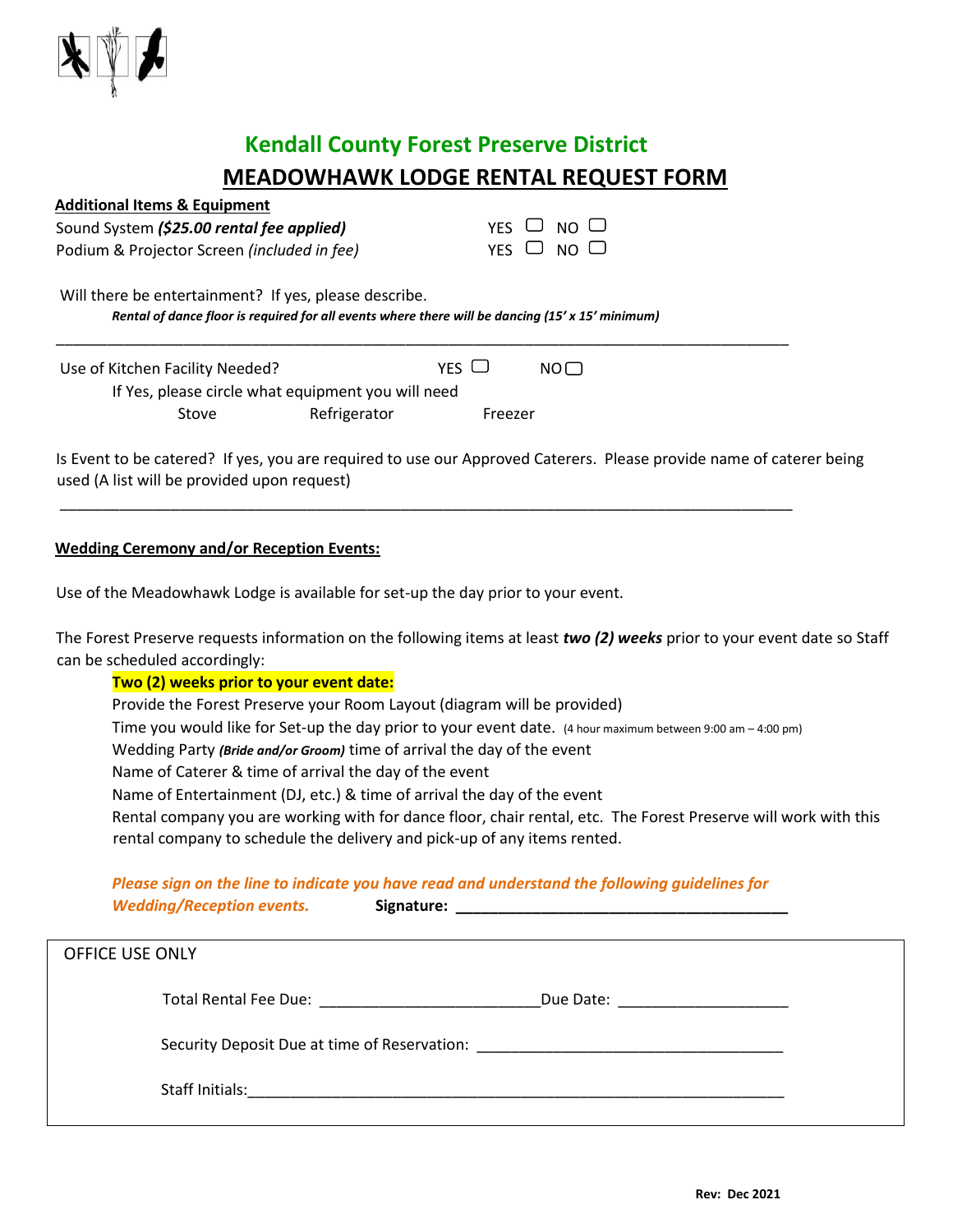## Kendall County Forest Preserve District

# MEADOWHAWK LODGE RENTAL REQUEST FORM

**Additional Items & Equipment**

Sound System ***($25.00 rental fee applied)*** YES ☐ NO ☐

Podium & Projector Screen *(included in fee)* YES ☐ NO ☐

Will there be entertainment? If yes, please describe.

***Rental of dance floor is required for all events where there will be dancing (15' x 15' minimum)***

\_\_\_\_\_\_\_\_\_\_\_\_\_\_\_\_\_\_\_\_\_\_\_\_\_\_\_\_\_\_\_\_\_\_\_\_\_\_\_\_\_\_\_\_\_\_\_\_\_\_\_\_\_\_\_\_\_\_\_\_\_\_\_\_\_\_\_\_\_\_\_\_\_\_\_\_\_\_\_\_\_\_

Use of Kitchen Facility Needed? YES ☐ NO ☐

If Yes, please circle what equipment you will need

Stove Refrigerator Freezer

Is Event to be catered? If yes, you are required to use our Approved Caterers. Please provide name of caterer being used (A list will be provided upon request)

\_\_\_\_\_\_\_\_\_\_\_\_\_\_\_\_\_\_\_\_\_\_\_\_\_\_\_\_\_\_\_\_\_\_\_\_\_\_\_\_\_\_\_\_\_\_\_\_\_\_\_\_\_\_\_\_\_\_\_\_\_\_\_\_\_\_\_\_\_\_\_\_\_\_\_\_\_\_\_\_\_\_

**Wedding Ceremony and/or Reception Events:**

Use of the Meadowhawk Lodge is available for set-up the day prior to your event.

The Forest Preserve requests information on the following items at least ***two (2) weeks*** prior to your event date so Staff can be scheduled accordingly:

**Two (2) weeks prior to your event date:**

Provide the Forest Preserve your Room Layout (diagram will be provided)

Time you would like for Set-up the day prior to your event date. (4 hour maximum between 9:00 am – 4:00 pm)

Wedding Party ***(Bride and/or Groom)*** time of arrival the day of the event

Name of Caterer & time of arrival the day of the event

Name of Entertainment (DJ, etc.) & time of arrival the day of the event

Rental company you are working with for dance floor, chair rental, etc. The Forest Preserve will work with this rental company to schedule the delivery and pick-up of any items rented.

***Please sign on the line to indicate you have read and understand the following guidelines for Wedding/Reception events.*** **Signature: \_\_\_\_\_\_\_\_\_\_\_\_\_\_\_\_\_\_\_\_\_\_\_\_\_\_\_\_\_\_\_\_\_\_\_\_\_\_\_\_**

OFFICE USE ONLY

Total Rental Fee Due: \_\_\_\_\_\_\_\_\_\_\_\_\_\_\_\_\_\_\_\_\_\_\_\_\_\_ Due Date: \_\_\_\_\_\_\_\_\_\_\_\_\_\_\_\_\_\_\_\_

Security Deposit Due at time of Reservation: \_\_\_\_\_\_\_\_\_\_\_\_\_\_\_\_\_\_\_\_\_\_\_\_\_\_\_\_\_\_\_\_\_\_\_\_\_\_

Staff Initials:\_\_\_\_\_\_\_\_\_\_\_\_\_\_\_\_\_\_\_\_\_\_\_\_\_\_\_\_\_\_\_\_\_\_\_\_\_\_\_\_\_\_\_\_\_\_\_\_\_\_\_\_\_\_\_\_\_\_\_\_\_\_\_\_

**Rev: Dec 2021**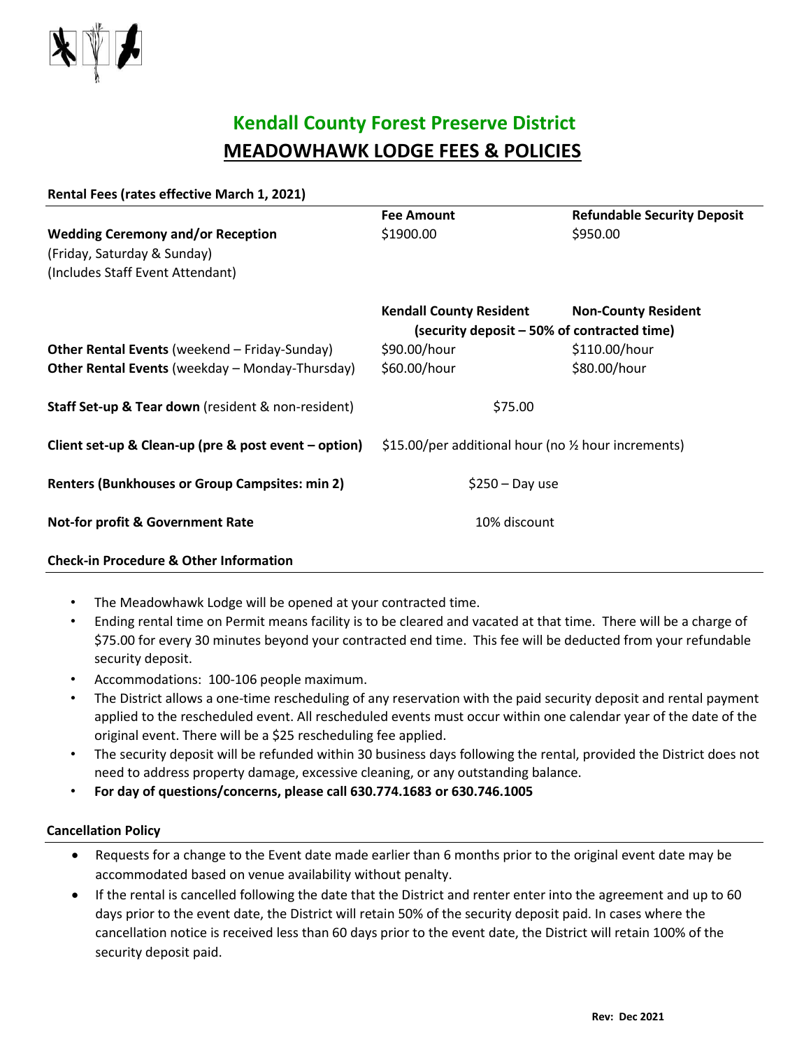# Kendall County Forest Preserve District

## MEADOWHAWK LODGE FEES & POLICIES

**Rental Fees (rates effective March 1, 2021)**

| | Fee Amount | Refundable Security Deposit |
|---|---|---|
| **Wedding Ceremony and/or Reception** (Friday, Saturday & Sunday) (Includes Staff Event Attendant) | $1900.00 | $950.00 |
| | **Kendall County Resident** | **Non-County Resident** |
| | **(security deposit – 50% of contracted time)** | |
| **Other Rental Events** (weekend – Friday-Sunday) | $90.00/hour | $110.00/hour |
| **Other Rental Events** (weekday – Monday-Thursday) | $60.00/hour | $80.00/hour |
| **Staff Set-up & Tear down** (resident & non-resident) | $75.00 | |
| **Client set-up & Clean-up (pre & post event – option)** | $15.00/per additional hour (no ½ hour increments) | |
| **Renters (Bunkhouses or Group Campsites: min 2)** | $250 – Day use | |
| **Not-for profit & Government Rate** | 10% discount | |

**Check-in Procedure & Other Information**

- The Meadowhawk Lodge will be opened at your contracted time.
- Ending rental time on Permit means facility is to be cleared and vacated at that time. There will be a charge of $75.00 for every 30 minutes beyond your contracted end time. This fee will be deducted from your refundable security deposit.
- Accommodations: 100-106 people maximum.
- The District allows a one-time rescheduling of any reservation with the paid security deposit and rental payment applied to the rescheduled event. All rescheduled events must occur within one calendar year of the date of the original event. There will be a $25 rescheduling fee applied.
- The security deposit will be refunded within 30 business days following the rental, provided the District does not need to address property damage, excessive cleaning, or any outstanding balance.
- **For day of questions/concerns, please call 630.774.1683 or 630.746.1005**

**Cancellation Policy**

- Requests for a change to the Event date made earlier than 6 months prior to the original event date may be accommodated based on venue availability without penalty.
- If the rental is cancelled following the date that the District and renter enter into the agreement and up to 60 days prior to the event date, the District will retain 50% of the security deposit paid. In cases where the cancellation notice is received less than 60 days prior to the event date, the District will retain 100% of the security deposit paid.

**Rev: Dec 2021**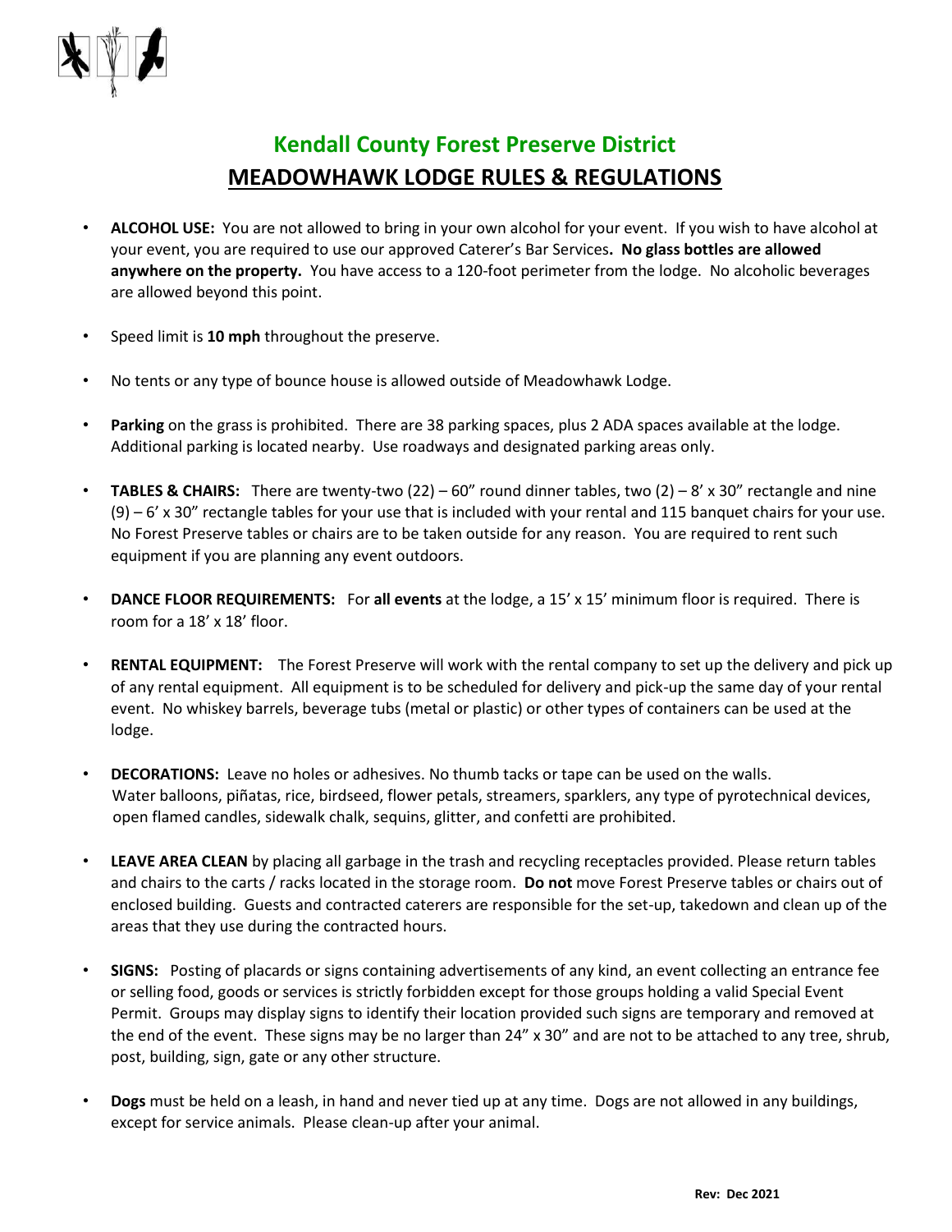# Kendall County Forest Preserve District

## MEADOWHAWK LODGE RULES & REGULATIONS

- **ALCOHOL USE:** You are not allowed to bring in your own alcohol for your event. If you wish to have alcohol at your event, you are required to use our approved Caterer's Bar Services**. No glass bottles are allowed anywhere on the property.** You have access to a 120-foot perimeter from the lodge. No alcoholic beverages are allowed beyond this point.

- Speed limit is **10 mph** throughout the preserve.

- No tents or any type of bounce house is allowed outside of Meadowhawk Lodge.

- **Parking** on the grass is prohibited. There are 38 parking spaces, plus 2 ADA spaces available at the lodge. Additional parking is located nearby. Use roadways and designated parking areas only.

- **TABLES & CHAIRS:** There are twenty-two (22) – 60" round dinner tables, two (2) – 8' x 30" rectangle and nine (9) – 6' x 30" rectangle tables for your use that is included with your rental and 115 banquet chairs for your use. No Forest Preserve tables or chairs are to be taken outside for any reason. You are required to rent such equipment if you are planning any event outdoors.

- **DANCE FLOOR REQUIREMENTS:** For **all events** at the lodge, a 15' x 15' minimum floor is required. There is room for a 18' x 18' floor.

- **RENTAL EQUIPMENT:** The Forest Preserve will work with the rental company to set up the delivery and pick up of any rental equipment. All equipment is to be scheduled for delivery and pick-up the same day of your rental event. No whiskey barrels, beverage tubs (metal or plastic) or other types of containers can be used at the lodge.

- **DECORATIONS:** Leave no holes or adhesives. No thumb tacks or tape can be used on the walls. Water balloons, piñatas, rice, birdseed, flower petals, streamers, sparklers, any type of pyrotechnical devices, open flamed candles, sidewalk chalk, sequins, glitter, and confetti are prohibited.

- **LEAVE AREA CLEAN** by placing all garbage in the trash and recycling receptacles provided. Please return tables and chairs to the carts / racks located in the storage room. **Do not** move Forest Preserve tables or chairs out of enclosed building. Guests and contracted caterers are responsible for the set-up, takedown and clean up of the areas that they use during the contracted hours.

- **SIGNS:** Posting of placards or signs containing advertisements of any kind, an event collecting an entrance fee or selling food, goods or services is strictly forbidden except for those groups holding a valid Special Event Permit. Groups may display signs to identify their location provided such signs are temporary and removed at the end of the event. These signs may be no larger than 24" x 30" and are not to be attached to any tree, shrub, post, building, sign, gate or any other structure.

- **Dogs** must be held on a leash, in hand and never tied up at any time. Dogs are not allowed in any buildings, except for service animals. Please clean-up after your animal.

**Rev: Dec 2021**